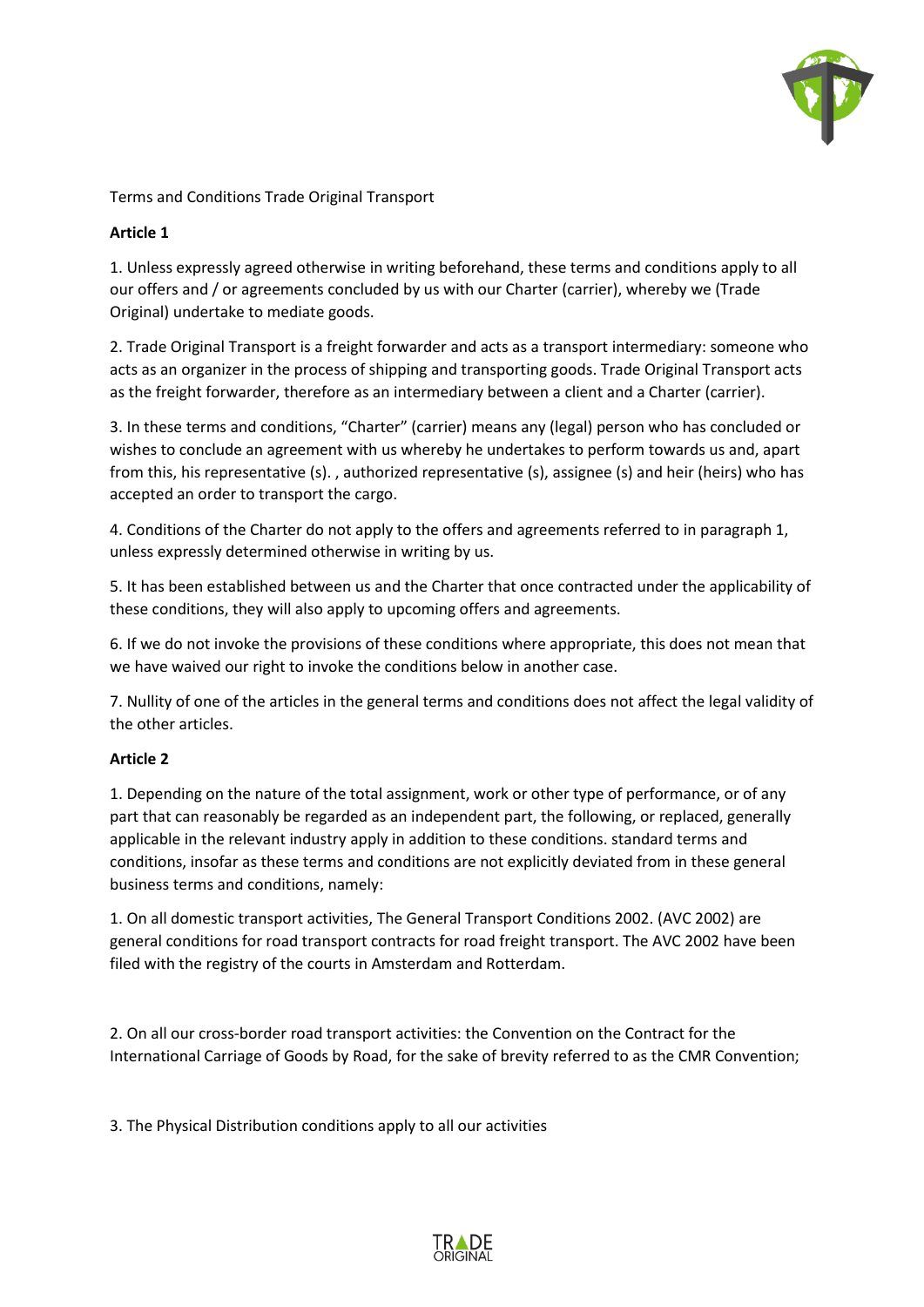Terms and Conditions Trade Original Transport

**Article 1**

1. Unless expressly agreed otherwise in writing beforehand, these terms and conditions apply to all our offers and / or agreements concluded by us with our Charter (carrier), whereby we (Trade Original) undertake to mediate goods.

2. Trade Original Transport is a freight forwarder and acts as a transport intermediary: someone who acts as an organizer in the process of shipping and transporting goods. Trade Original Transport acts as the freight forwarder, therefore as an intermediary between a client and a Charter (carrier).

3. In these terms and conditions, "Charter" (carrier) means any (legal) person who has concluded or wishes to conclude an agreement with us whereby he undertakes to perform towards us and, apart from this, his representative (s). , authorized representative (s), assignee (s) and heir (heirs) who has accepted an order to transport the cargo.

4. Conditions of the Charter do not apply to the offers and agreements referred to in paragraph 1, unless expressly determined otherwise in writing by us.

5. It has been established between us and the Charter that once contracted under the applicability of these conditions, they will also apply to upcoming offers and agreements.

6. If we do not invoke the provisions of these conditions where appropriate, this does not mean that we have waived our right to invoke the conditions below in another case.

7. Nullity of one of the articles in the general terms and conditions does not affect the legal validity of the other articles.

**Article 2**

1. Depending on the nature of the total assignment, work or other type of performance, or of any part that can reasonably be regarded as an independent part, the following, or replaced, generally applicable in the relevant industry apply in addition to these conditions. standard terms and conditions, insofar as these terms and conditions are not explicitly deviated from in these general business terms and conditions, namely:

1. On all domestic transport activities, The General Transport Conditions 2002. (AVC 2002) are general conditions for road transport contracts for road freight transport. The AVC 2002 have been filed with the registry of the courts in Amsterdam and Rotterdam.

2. On all our cross-border road transport activities: the Convention on the Contract for the International Carriage of Goods by Road, for the sake of brevity referred to as the CMR Convention;

3. The Physical Distribution conditions apply to all our activities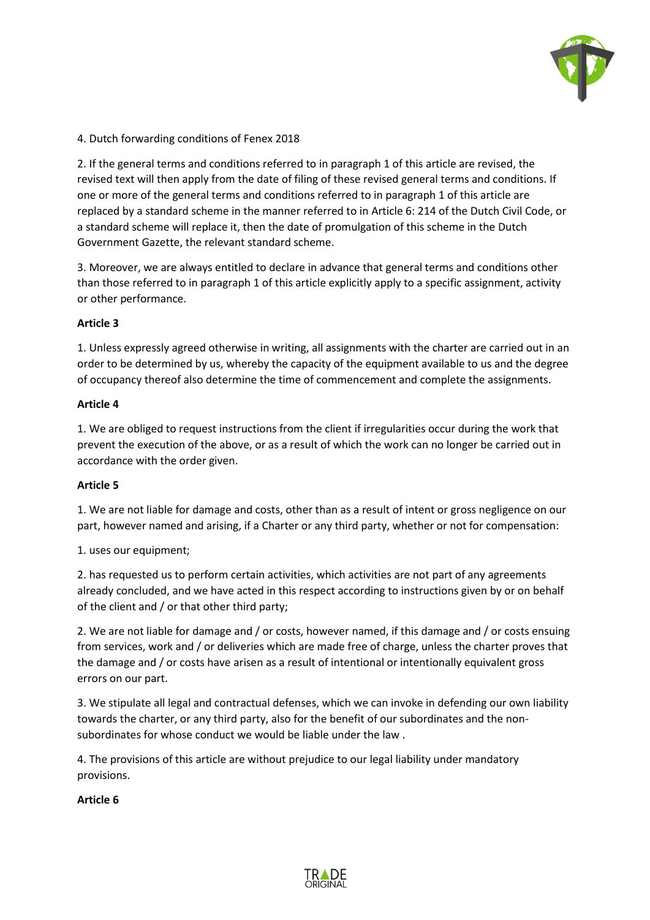4. Dutch forwarding conditions of Fenex 2018

2. If the general terms and conditions referred to in paragraph 1 of this article are revised, the revised text will then apply from the date of filing of these revised general terms and conditions. If one or more of the general terms and conditions referred to in paragraph 1 of this article are replaced by a standard scheme in the manner referred to in Article 6: 214 of the Dutch Civil Code, or a standard scheme will replace it, then the date of promulgation of this scheme in the Dutch Government Gazette, the relevant standard scheme.

3. Moreover, we are always entitled to declare in advance that general terms and conditions other than those referred to in paragraph 1 of this article explicitly apply to a specific assignment, activity or other performance.

**Article 3**

1. Unless expressly agreed otherwise in writing, all assignments with the charter are carried out in an order to be determined by us, whereby the capacity of the equipment available to us and the degree of occupancy thereof also determine the time of commencement and complete the assignments.

**Article 4**

1. We are obliged to request instructions from the client if irregularities occur during the work that prevent the execution of the above, or as a result of which the work can no longer be carried out in accordance with the order given.

**Article 5**

1. We are not liable for damage and costs, other than as a result of intent or gross negligence on our part, however named and arising, if a Charter or any third party, whether or not for compensation:

1. uses our equipment;

2. has requested us to perform certain activities, which activities are not part of any agreements already concluded, and we have acted in this respect according to instructions given by or on behalf of the client and / or that other third party;

2. We are not liable for damage and / or costs, however named, if this damage and / or costs ensuing from services, work and / or deliveries which are made free of charge, unless the charter proves that the damage and / or costs have arisen as a result of intentional or intentionally equivalent gross errors on our part.

3. We stipulate all legal and contractual defenses, which we can invoke in defending our own liability towards the charter, or any third party, also for the benefit of our subordinates and the non-subordinates for whose conduct we would be liable under the law .

4. The provisions of this article are without prejudice to our legal liability under mandatory provisions.

**Article 6**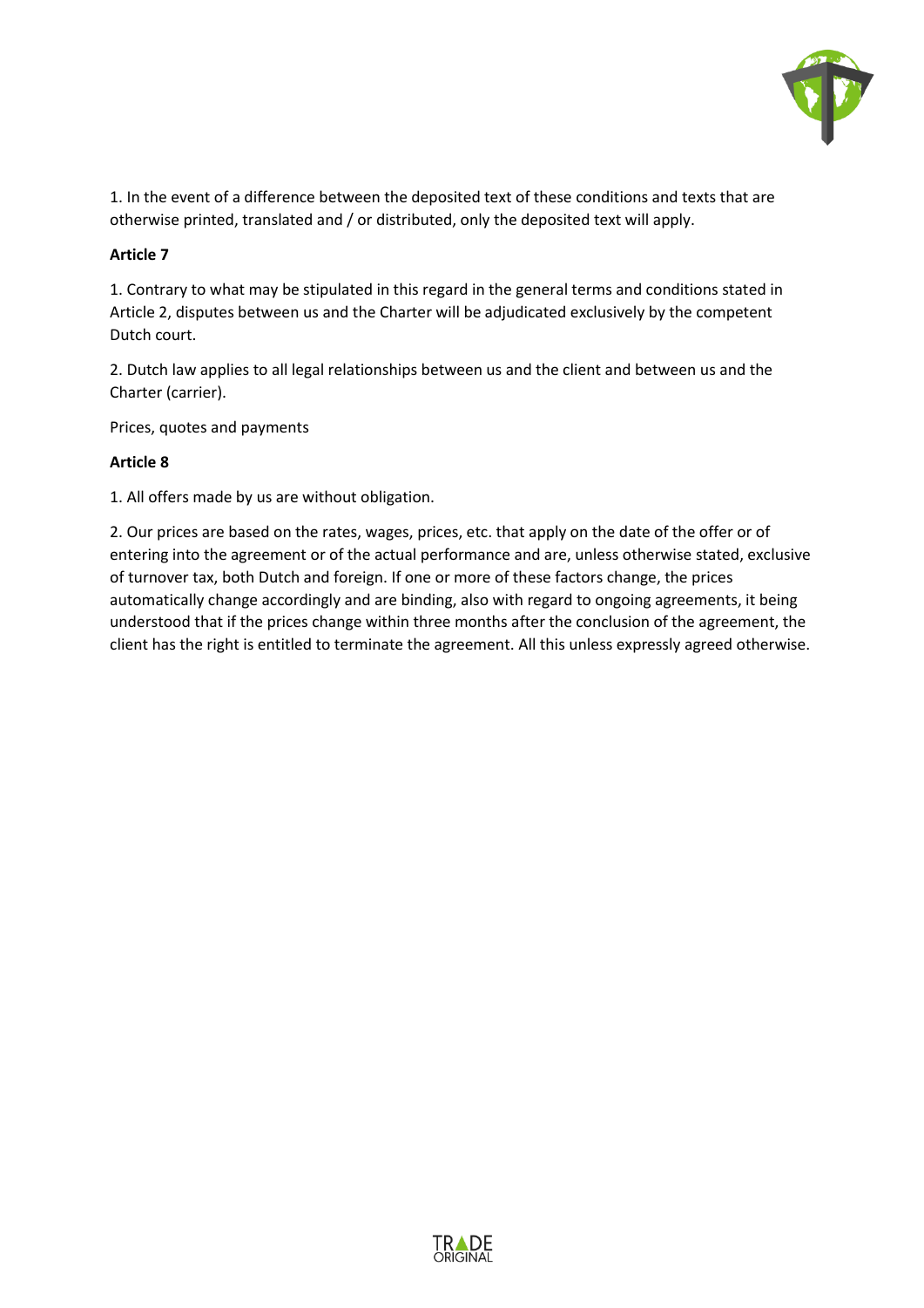1. In the event of a difference between the deposited text of these conditions and texts that are otherwise printed, translated and / or distributed, only the deposited text will apply.

**Article 7**

1. Contrary to what may be stipulated in this regard in the general terms and conditions stated in Article 2, disputes between us and the Charter will be adjudicated exclusively by the competent Dutch court.

2. Dutch law applies to all legal relationships between us and the client and between us and the Charter (carrier).

Prices, quotes and payments

**Article 8**

1. All offers made by us are without obligation.

2. Our prices are based on the rates, wages, prices, etc. that apply on the date of the offer or of entering into the agreement or of the actual performance and are, unless otherwise stated, exclusive of turnover tax, both Dutch and foreign. If one or more of these factors change, the prices automatically change accordingly and are binding, also with regard to ongoing agreements, it being understood that if the prices change within three months after the conclusion of the agreement, the client has the right is entitled to terminate the agreement. All this unless expressly agreed otherwise.